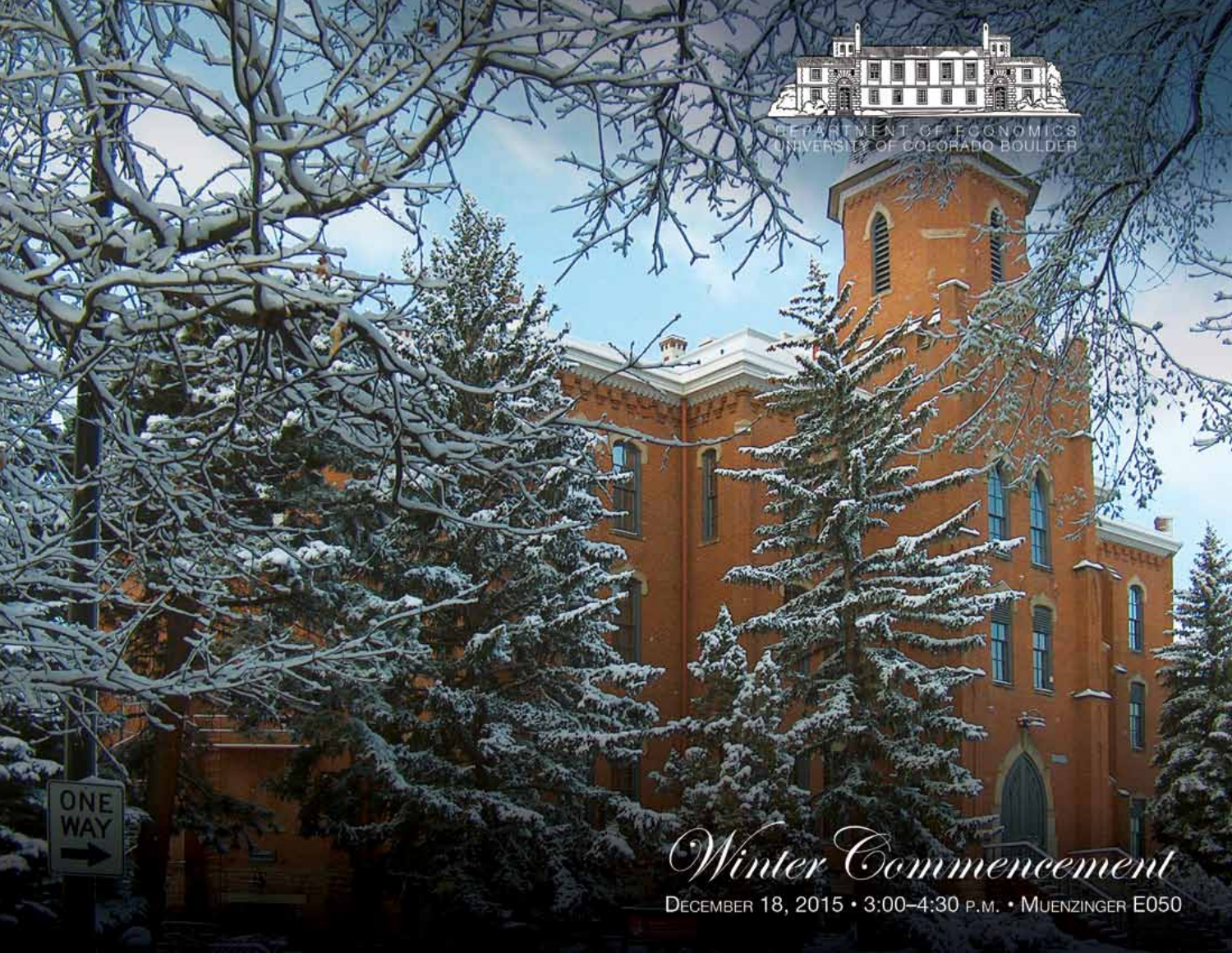DEPARTMENT OF ECONOMICS
UNIVERSITY OF COLORADO BOULDER

# Winter Commencement

DECEMBER 18, 2015 • 3:00–4:30 P.M. • MUENZINGER E050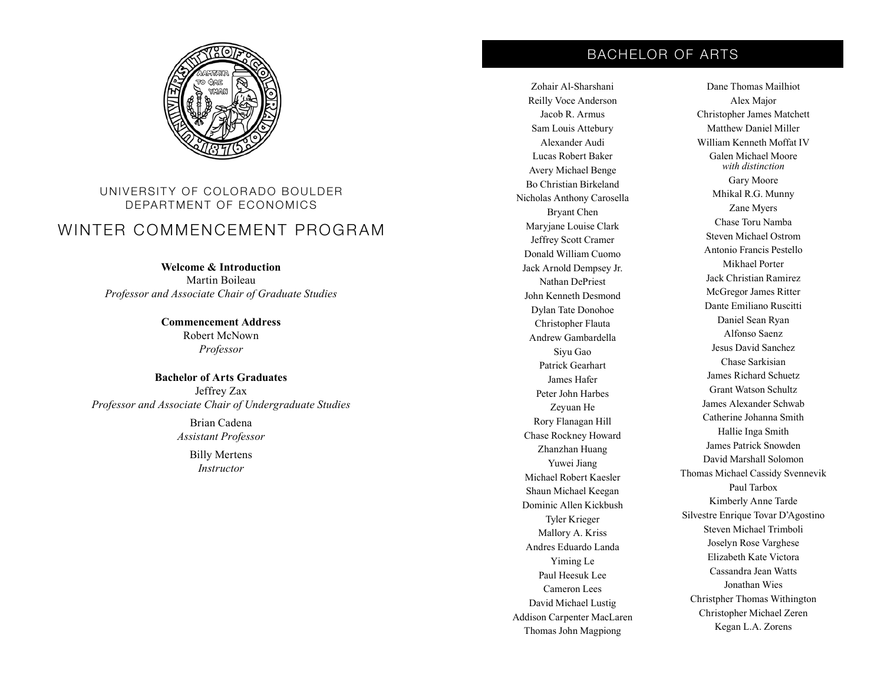UNIVERSITY OF COLORADO BOULDER
DEPARTMENT OF ECONOMICS

# WINTER COMMENCEMENT PROGRAM

**Welcome & Introduction**
Martin Boileau
*Professor and Associate Chair of Graduate Studies*

**Commencement Address**
Robert McNown
*Professor*

**Bachelor of Arts Graduates**
Jeffrey Zax
*Professor and Associate Chair of Undergraduate Studies*

Brian Cadena
*Assistant Professor*

Billy Mertens
*Instructor*

## BACHELOR OF ARTS

Zohair Al-Sharshani
Reilly Voce Anderson
Jacob R. Armus
Sam Louis Attebury
Alexander Audi
Lucas Robert Baker
Avery Michael Benge
Bo Christian Birkeland
Nicholas Anthony Carosella
Bryant Chen
Maryjane Louise Clark
Jeffrey Scott Cramer
Donald William Cuomo
Jack Arnold Dempsey Jr.
Nathan DePriest
John Kenneth Desmond
Dylan Tate Donohoe
Christopher Flauta
Andrew Gambardella
Siyu Gao
Patrick Gearhart
James Hafer
Peter John Harbes
Zeyuan He
Rory Flanagan Hill
Chase Rockney Howard
Zhanzhan Huang
Yuwei Jiang
Michael Robert Kaesler
Shaun Michael Keegan
Dominic Allen Kickbush
Tyler Krieger
Mallory A. Kriss
Andres Eduardo Landa
Yiming Le
Paul Heesuk Lee
Cameron Lees
David Michael Lustig
Addison Carpenter MacLaren
Thomas John Magpiong
Dane Thomas Mailhiot
Alex Major
Christopher James Matchett
Matthew Daniel Miller
William Kenneth Moffat IV
Galen Michael Moore
*with distinction*
Gary Moore
Mhikal R.G. Munny
Zane Myers
Chase Toru Namba
Steven Michael Ostrom
Antonio Francis Pestello
Mikhael Porter
Jack Christian Ramirez
McGregor James Ritter
Dante Emiliano Ruscitti
Daniel Sean Ryan
Alfonso Saenz
Jesus David Sanchez
Chase Sarkisian
James Richard Schuetz
Grant Watson Schultz
James Alexander Schwab
Catherine Johanna Smith
Hallie Inga Smith
James Patrick Snowden
David Marshall Solomon
Thomas Michael Cassidy Svennevik
Paul Tarbox
Kimberly Anne Tarde
Silvestre Enrique Tovar D'Agostino
Steven Michael Trimboli
Joselyn Rose Varghese
Elizabeth Kate Victora
Cassandra Jean Watts
Jonathan Wies
Christpher Thomas Withington
Christopher Michael Zeren
Kegan L.A. Zorens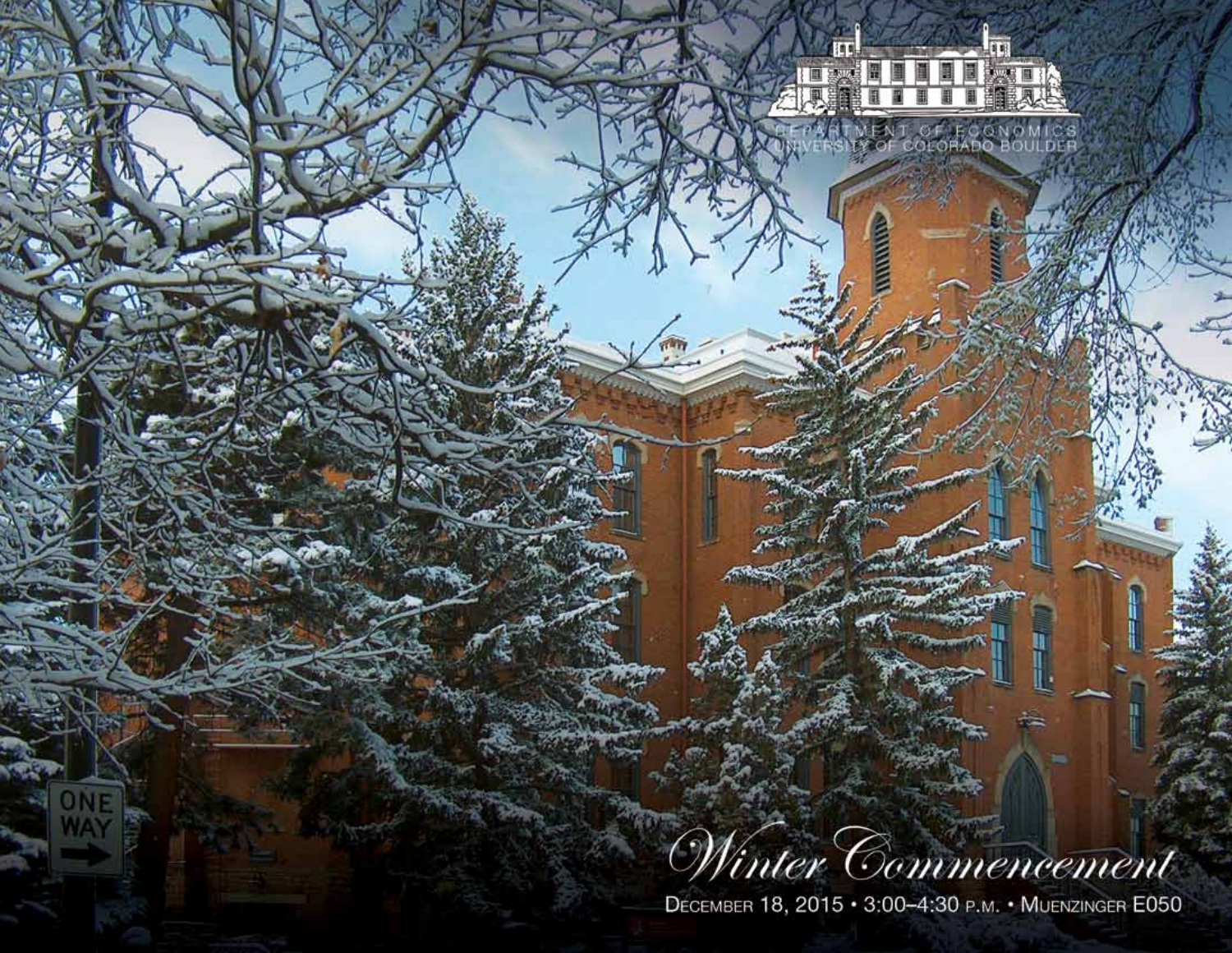DEPARTMENT OF ECONOMICS
UNIVERSITY OF COLORADO BOULDER

# *Winter Commencement*

DECEMBER 18, 2015 • 3:00–4:30 P.M. • MUENZINGER E050